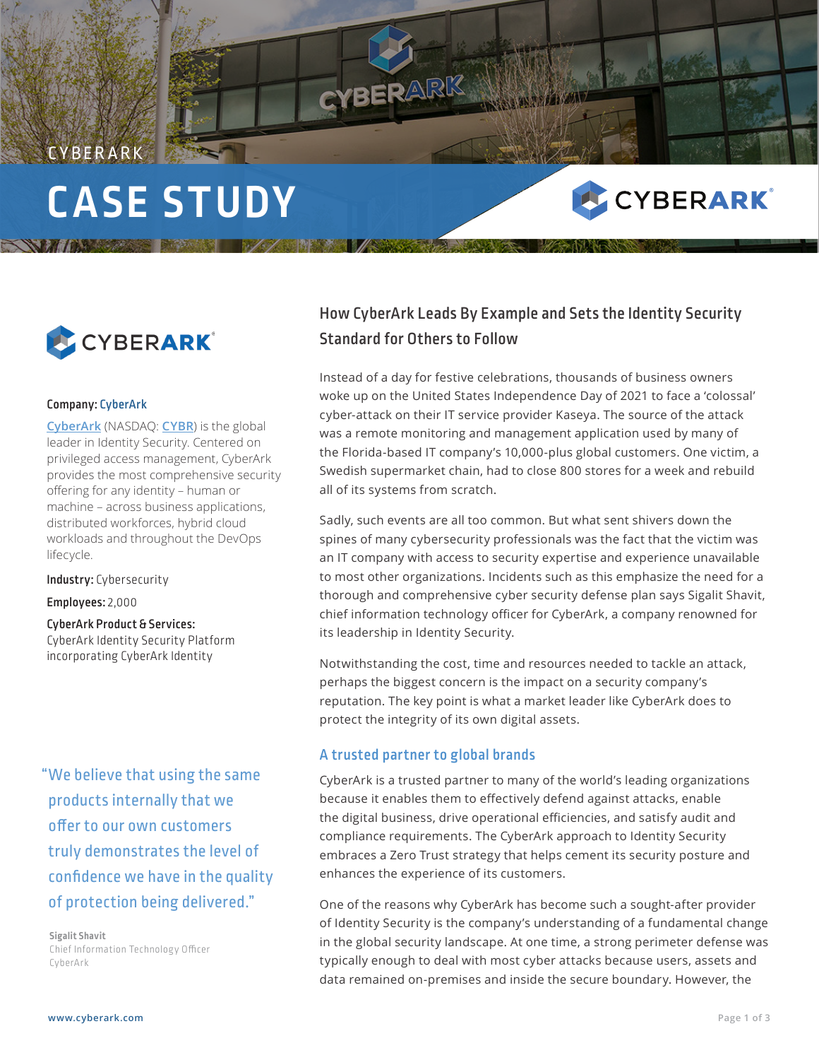CYBERARK

# CASE STUDY

**Company:** CyberArk

CyberArk (NASDAQ: CYBR) is the global leader in Identity Security. Centered on privileged access management, CyberArk provides the most comprehensive security offering for any identity – human or machine – across business applications, distributed workforces, hybrid cloud workloads and throughout the DevOps lifecycle.

**Industry:** Cybersecurity

**Employees:** 2,000

**CyberArk Product & Services:**
CyberArk Identity Security Platform incorporating CyberArk Identity

> "We believe that using the same products internally that we offer to our own customers truly demonstrates the level of confidence we have in the quality of protection being delivered."
>
> **Sigalit Shavit**
> Chief Information Technology Officer
> CyberArk

## How CyberArk Leads By Example and Sets the Identity Security Standard for Others to Follow

Instead of a day for festive celebrations, thousands of business owners woke up on the United States Independence Day of 2021 to face a 'colossal' cyber-attack on their IT service provider Kaseya. The source of the attack was a remote monitoring and management application used by many of the Florida-based IT company's 10,000-plus global customers. One victim, a Swedish supermarket chain, had to close 800 stores for a week and rebuild all of its systems from scratch.

Sadly, such events are all too common. But what sent shivers down the spines of many cybersecurity professionals was the fact that the victim was an IT company with access to security expertise and experience unavailable to most other organizations. Incidents such as this emphasize the need for a thorough and comprehensive cyber security defense plan says Sigalit Shavit, chief information technology officer for CyberArk, a company renowned for its leadership in Identity Security.

Notwithstanding the cost, time and resources needed to tackle an attack, perhaps the biggest concern is the impact on a security company's reputation. The key point is what a market leader like CyberArk does to protect the integrity of its own digital assets.

### A trusted partner to global brands

CyberArk is a trusted partner to many of the world's leading organizations because it enables them to effectively defend against attacks, enable the digital business, drive operational efficiencies, and satisfy audit and compliance requirements. The CyberArk approach to Identity Security embraces a Zero Trust strategy that helps cement its security posture and enhances the experience of its customers.

One of the reasons why CyberArk has become such a sought-after provider of Identity Security is the company's understanding of a fundamental change in the global security landscape. At one time, a strong perimeter defense was typically enough to deal with most cyber attacks because users, assets and data remained on-premises and inside the secure boundary. However, the

www.cyberark.com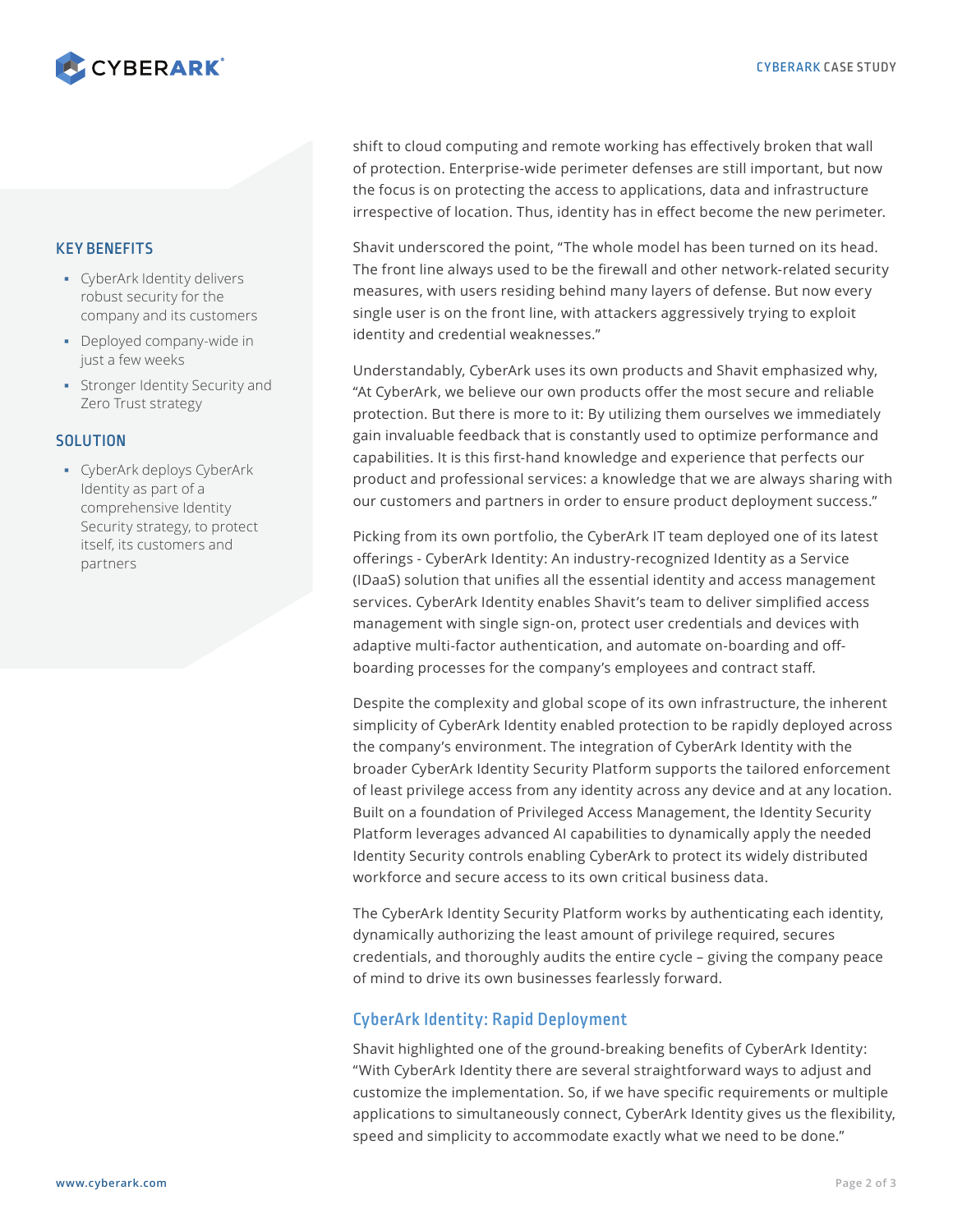## KEY BENEFITS

- CyberArk Identity delivers robust security for the company and its customers
- Deployed company-wide in just a few weeks
- Stronger Identity Security and Zero Trust strategy

## SOLUTION

- CyberArk deploys CyberArk Identity as part of a comprehensive Identity Security strategy, to protect itself, its customers and partners

shift to cloud computing and remote working has effectively broken that wall of protection. Enterprise-wide perimeter defenses are still important, but now the focus is on protecting the access to applications, data and infrastructure irrespective of location. Thus, identity has in effect become the new perimeter.

Shavit underscored the point, "The whole model has been turned on its head. The front line always used to be the firewall and other network-related security measures, with users residing behind many layers of defense. But now every single user is on the front line, with attackers aggressively trying to exploit identity and credential weaknesses."

Understandably, CyberArk uses its own products and Shavit emphasized why, "At CyberArk, we believe our own products offer the most secure and reliable protection. But there is more to it: By utilizing them ourselves we immediately gain invaluable feedback that is constantly used to optimize performance and capabilities. It is this first-hand knowledge and experience that perfects our product and professional services: a knowledge that we are always sharing with our customers and partners in order to ensure product deployment success."

Picking from its own portfolio, the CyberArk IT team deployed one of its latest offerings - CyberArk Identity: An industry-recognized Identity as a Service (IDaaS) solution that unifies all the essential identity and access management services. CyberArk Identity enables Shavit's team to deliver simplified access management with single sign-on, protect user credentials and devices with adaptive multi-factor authentication, and automate on-boarding and off-boarding processes for the company's employees and contract staff.

Despite the complexity and global scope of its own infrastructure, the inherent simplicity of CyberArk Identity enabled protection to be rapidly deployed across the company's environment. The integration of CyberArk Identity with the broader CyberArk Identity Security Platform supports the tailored enforcement of least privilege access from any identity across any device and at any location. Built on a foundation of Privileged Access Management, the Identity Security Platform leverages advanced AI capabilities to dynamically apply the needed Identity Security controls enabling CyberArk to protect its widely distributed workforce and secure access to its own critical business data.

The CyberArk Identity Security Platform works by authenticating each identity, dynamically authorizing the least amount of privilege required, secures credentials, and thoroughly audits the entire cycle – giving the company peace of mind to drive its own businesses fearlessly forward.

## CyberArk Identity: Rapid Deployment

Shavit highlighted one of the ground-breaking benefits of CyberArk Identity: "With CyberArk Identity there are several straightforward ways to adjust and customize the implementation. So, if we have specific requirements or multiple applications to simultaneously connect, CyberArk Identity gives us the flexibility, speed and simplicity to accommodate exactly what we need to be done."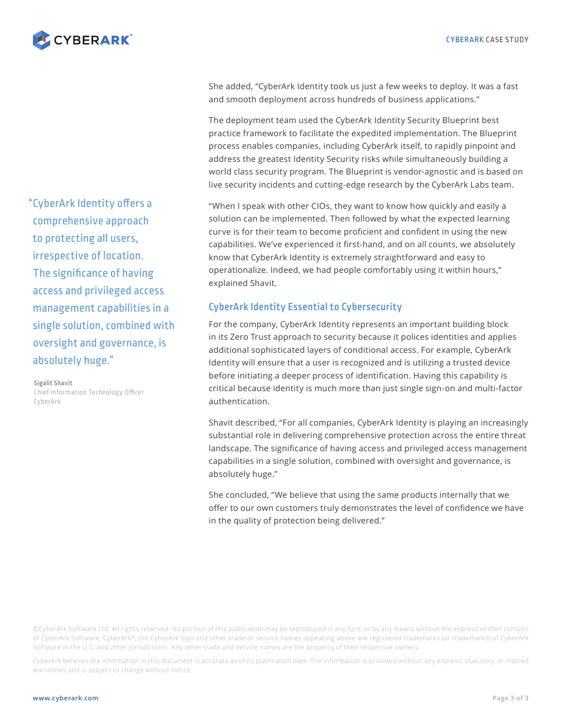She added, “CyberArk Identity took us just a few weeks to deploy. It was a fast and smooth deployment across hundreds of business applications.”

The deployment team used the CyberArk Identity Security Blueprint best practice framework to facilitate the expedited implementation. The Blueprint process enables companies, including CyberArk itself, to rapidly pinpoint and address the greatest Identity Security risks while simultaneously building a world class security program. The Blueprint is vendor-agnostic and is based on live security incidents and cutting-edge research by the CyberArk Labs team.

“When I speak with other CIOs, they want to know how quickly and easily a solution can be implemented. Then followed by what the expected learning curve is for their team to become proficient and confident in using the new capabilities. We’ve experienced it first-hand, and on all counts, we absolutely know that CyberArk Identity is extremely straightforward and easy to operationalize. Indeed, we had people comfortably using it within hours,” explained Shavit.

> “CyberArk Identity offers a comprehensive approach to protecting all users, irrespective of location. The significance of having access and privileged access management capabilities in a single solution, combined with oversight and governance, is absolutely huge.”
>
> **Sigalit Shavit**
> Chief Information Technology Officer
> CyberArk

## CyberArk Identity Essential to Cybersecurity

For the company, CyberArk Identity represents an important building block in its Zero Trust approach to security because it polices identities and applies additional sophisticated layers of conditional access. For example, CyberArk Identity will ensure that a user is recognized and is utilizing a trusted device before initiating a deeper process of identification. Having this capability is critical because identity is much more than just single sign-on and multi-factor authentication.

Shavit described, “For all companies, CyberArk Identity is playing an increasingly substantial role in delivering comprehensive protection across the entire threat landscape. The significance of having access and privileged access management capabilities in a single solution, combined with oversight and governance, is absolutely huge.”

She concluded, “We believe that using the same products internally that we offer to our own customers truly demonstrates the level of confidence we have in the quality of protection being delivered.”

©CyberArk Software Ltd. All rights reserved. No portion of this publication may be reproduced in any form or by any means without the express written consent of CyberArk Software. CyberArk®, the CyberArk logo and other trade or service names appearing above are registered trademarks (or trademarks) of CyberArk Software in the U.S. and other jurisdictions. Any other trade and service names are the property of their respective owners.

CyberArk believes the information in this document is accurate as of its publication date. The information is provided without any express, statutory, or implied warranties and is subject to change without notice.

www.cyberark.com